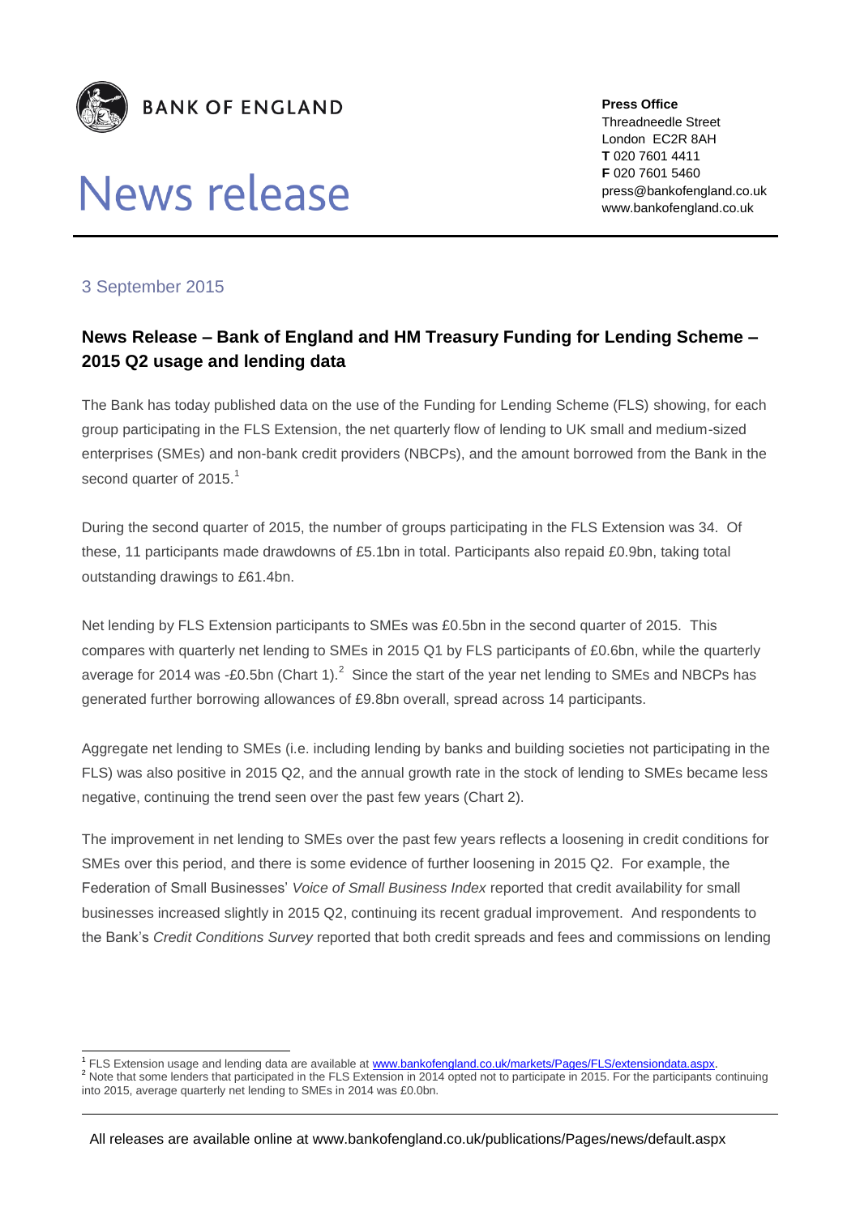BANK OF ENGLAND

# News release

**Press Office**
Threadneedle Street
London EC2R 8AH
**T** 020 7601 4411
**F** 020 7601 5460
press@bankofengland.co.uk
www.bankofengland.co.uk

3 September 2015

## News Release – Bank of England and HM Treasury Funding for Lending Scheme – 2015 Q2 usage and lending data

The Bank has today published data on the use of the Funding for Lending Scheme (FLS) showing, for each group participating in the FLS Extension, the net quarterly flow of lending to UK small and medium-sized enterprises (SMEs) and non-bank credit providers (NBCPs), and the amount borrowed from the Bank in the second quarter of 2015.[1]

During the second quarter of 2015, the number of groups participating in the FLS Extension was 34. Of these, 11 participants made drawdowns of £5.1bn in total. Participants also repaid £0.9bn, taking total outstanding drawings to £61.4bn.

Net lending by FLS Extension participants to SMEs was £0.5bn in the second quarter of 2015. This compares with quarterly net lending to SMEs in 2015 Q1 by FLS participants of £0.6bn, while the quarterly average for 2014 was -£0.5bn (Chart 1).[2] Since the start of the year net lending to SMEs and NBCPs has generated further borrowing allowances of £9.8bn overall, spread across 14 participants.

Aggregate net lending to SMEs (i.e. including lending by banks and building societies not participating in the FLS) was also positive in 2015 Q2, and the annual growth rate in the stock of lending to SMEs became less negative, continuing the trend seen over the past few years (Chart 2).

The improvement in net lending to SMEs over the past few years reflects a loosening in credit conditions for SMEs over this period, and there is some evidence of further loosening in 2015 Q2. For example, the Federation of Small Businesses' *Voice of Small Business Index* reported that credit availability for small businesses increased slightly in 2015 Q2, continuing its recent gradual improvement. And respondents to the Bank's *Credit Conditions Survey* reported that both credit spreads and fees and commissions on lending

[1] FLS Extension usage and lending data are available at www.bankofengland.co.uk/markets/Pages/FLS/extensiondata.aspx.

[2] Note that some lenders that participated in the FLS Extension in 2014 opted not to participate in 2015. For the participants continuing into 2015, average quarterly net lending to SMEs in 2014 was £0.0bn.

All releases are available online at www.bankofengland.co.uk/publications/Pages/news/default.aspx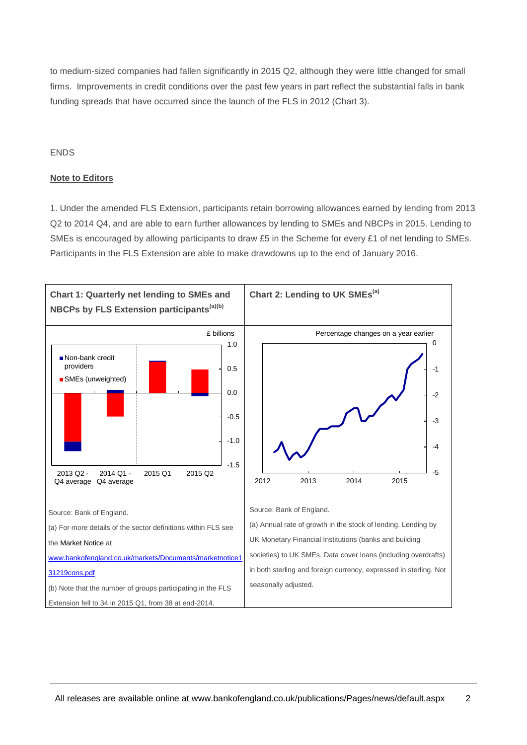to medium-sized companies had fallen significantly in 2015 Q2, although they were little changed for small firms. Improvements in credit conditions over the past few years in part reflect the substantial falls in bank funding spreads that have occurred since the launch of the FLS in 2012 (Chart 3).

ENDS

**Note to Editors**

1. Under the amended FLS Extension, participants retain borrowing allowances earned by lending from 2013 Q2 to 2014 Q4, and are able to earn further allowances by lending to SMEs and NBCPs in 2015. Lending to SMEs is encouraged by allowing participants to draw £5 in the Scheme for every £1 of net lending to SMEs. Participants in the FLS Extension are able to make drawdowns up to the end of January 2016.

**Chart 1: Quarterly net lending to SMEs and NBCPs by FLS Extension participants[(a)(b)]**

£ billions

Non-bank credit providers

SMEs (unweighted)

2013 Q2 - Q4 average | 2014 Q1 - Q4 average | 2015 Q1 | 2015 Q2

Source: Bank of England.

(a) For more details of the sector definitions within FLS see the Market Notice at www.bankofengland.co.uk/markets/Documents/marketnotice131219cons.pdf

(b) Note that the number of groups participating in the FLS Extension fell to 34 in 2015 Q1, from 38 at end-2014.

**Chart 2: Lending to UK SMEs[(a)]**

Percentage changes on a year earlier

Source: Bank of England.

(a) Annual rate of growth in the stock of lending. Lending by UK Monetary Financial Institutions (banks and building societies) to UK SMEs. Data cover loans (including overdrafts) in both sterling and foreign currency, expressed in sterling. Not seasonally adjusted.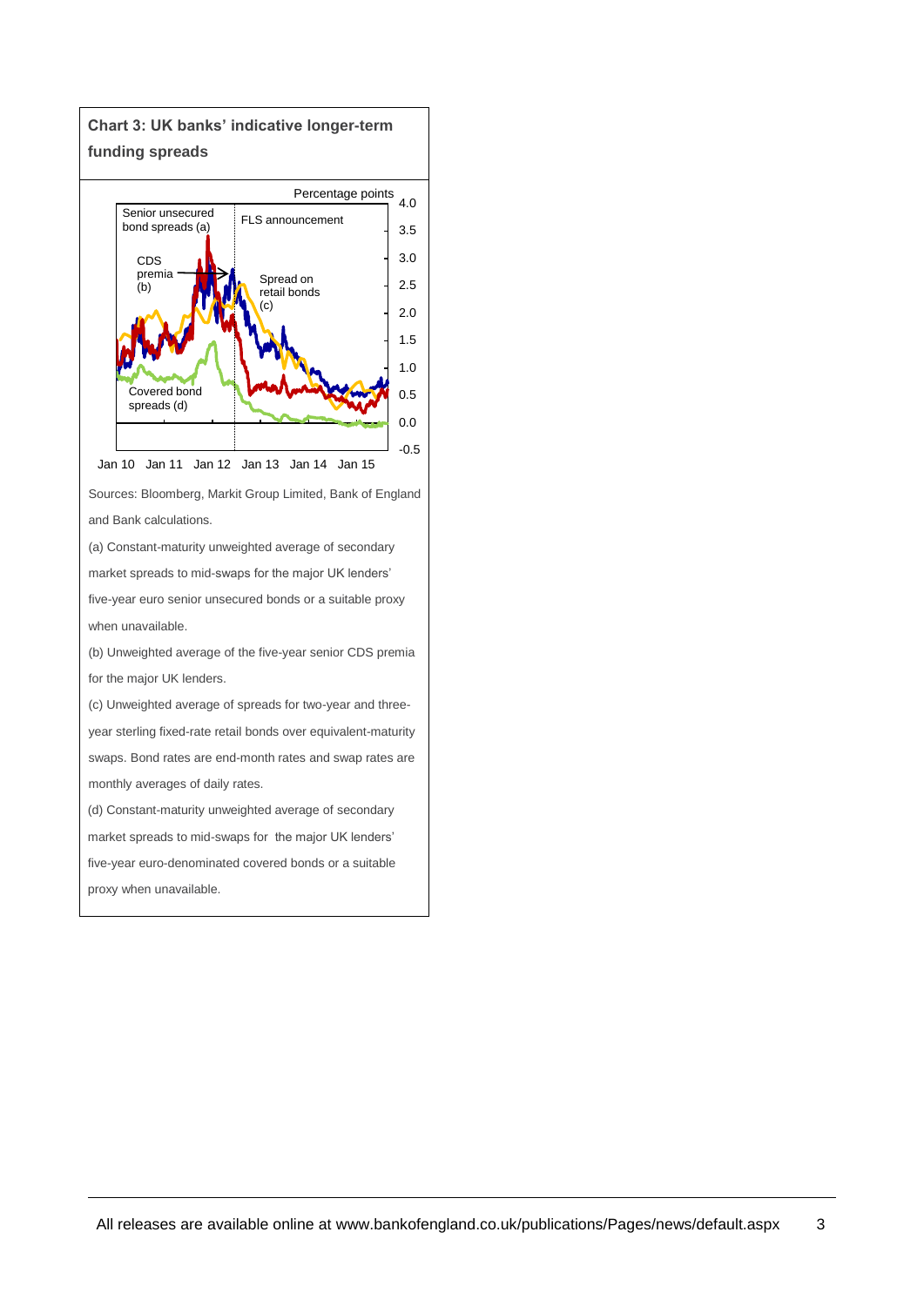**Chart 3: UK banks' indicative longer-term funding spreads**

Percentage points

4.0
3.5
3.0
2.5
2.0
1.5
1.0
0.5
0.0
-0.5

Senior unsecured bond spreads (a)

FLS announcement

CDS premia (b)

Spread on retail bonds (c)

Covered bond spreads (d)

Jan 10 Jan 11 Jan 12 Jan 13 Jan 14 Jan 15

Sources: Bloomberg, Markit Group Limited, Bank of England and Bank calculations.

(a) Constant-maturity unweighted average of secondary market spreads to mid-swaps for the major UK lenders' five-year euro senior unsecured bonds or a suitable proxy when unavailable.

(b) Unweighted average of the five-year senior CDS premia for the major UK lenders.

(c) Unweighted average of spreads for two-year and three-year sterling fixed-rate retail bonds over equivalent-maturity swaps. Bond rates are end-month rates and swap rates are monthly averages of daily rates.

(d) Constant-maturity unweighted average of secondary market spreads to mid-swaps for the major UK lenders' five-year euro-denominated covered bonds or a suitable proxy when unavailable.

All releases are available online at www.bankofengland.co.uk/publications/Pages/news/default.aspx